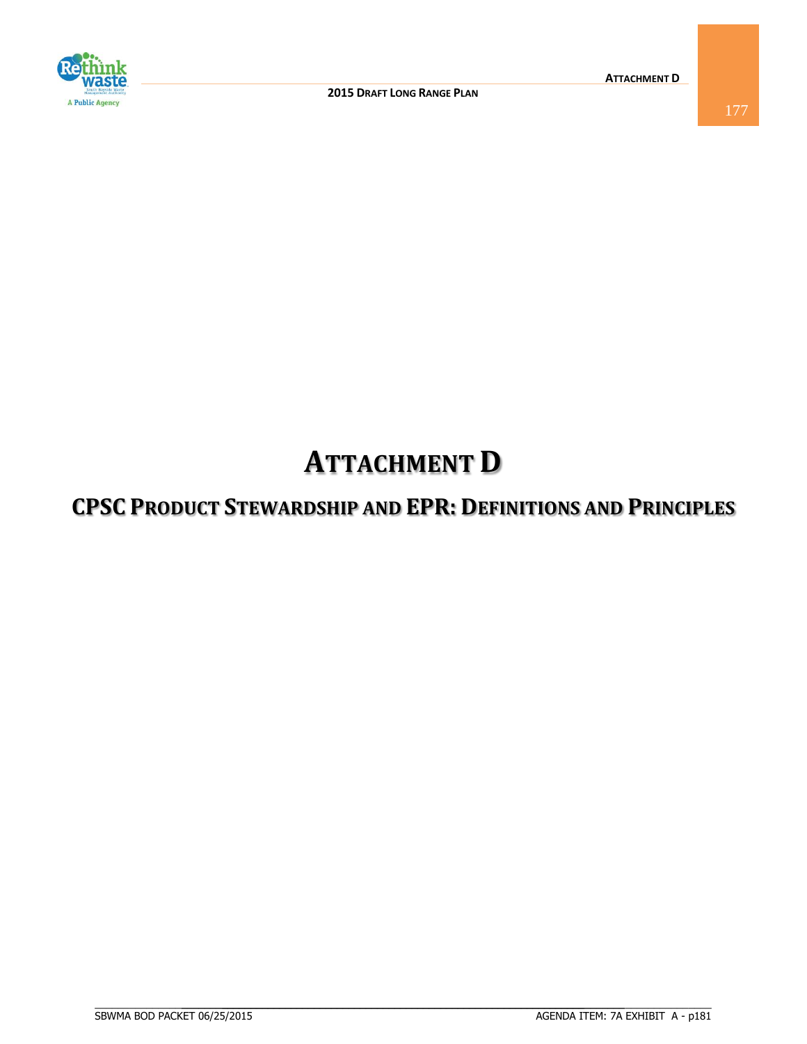# ATTACHMENT D

## CPSC PRODUCT STEWARDSHIP AND EPR: DEFINITIONS AND PRINCIPLES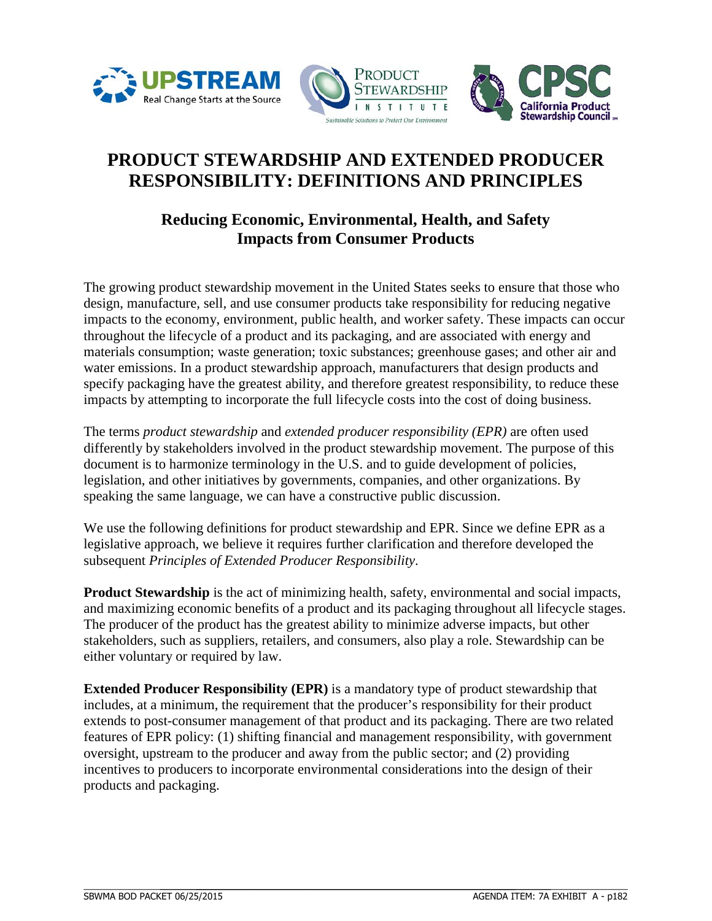# PRODUCT STEWARDSHIP AND EXTENDED PRODUCER RESPONSIBILITY: DEFINITIONS AND PRINCIPLES

## Reducing Economic, Environmental, Health, and Safety Impacts from Consumer Products

The growing product stewardship movement in the United States seeks to ensure that those who design, manufacture, sell, and use consumer products take responsibility for reducing negative impacts to the economy, environment, public health, and worker safety. These impacts can occur throughout the lifecycle of a product and its packaging, and are associated with energy and materials consumption; waste generation; toxic substances; greenhouse gases; and other air and water emissions. In a product stewardship approach, manufacturers that design products and specify packaging have the greatest ability, and therefore greatest responsibility, to reduce these impacts by attempting to incorporate the full lifecycle costs into the cost of doing business.

The terms *product stewardship* and *extended producer responsibility (EPR)* are often used differently by stakeholders involved in the product stewardship movement. The purpose of this document is to harmonize terminology in the U.S. and to guide development of policies, legislation, and other initiatives by governments, companies, and other organizations. By speaking the same language, we can have a constructive public discussion.

We use the following definitions for product stewardship and EPR. Since we define EPR as a legislative approach, we believe it requires further clarification and therefore developed the subsequent *Principles of Extended Producer Responsibility*.

**Product Stewardship** is the act of minimizing health, safety, environmental and social impacts, and maximizing economic benefits of a product and its packaging throughout all lifecycle stages. The producer of the product has the greatest ability to minimize adverse impacts, but other stakeholders, such as suppliers, retailers, and consumers, also play a role. Stewardship can be either voluntary or required by law.

**Extended Producer Responsibility (EPR)** is a mandatory type of product stewardship that includes, at a minimum, the requirement that the producer's responsibility for their product extends to post-consumer management of that product and its packaging. There are two related features of EPR policy: (1) shifting financial and management responsibility, with government oversight, upstream to the producer and away from the public sector; and (2) providing incentives to producers to incorporate environmental considerations into the design of their products and packaging.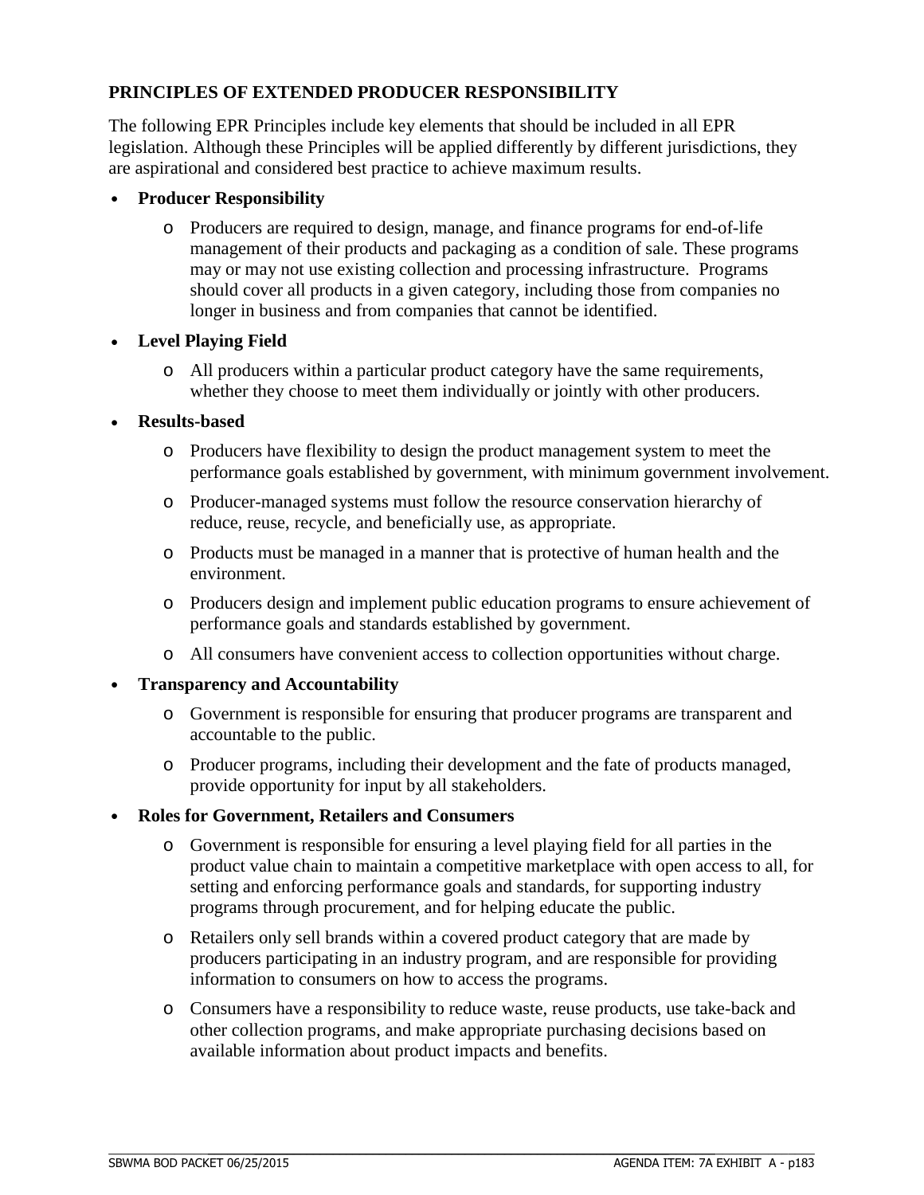## PRINCIPLES OF EXTENDED PRODUCER RESPONSIBILITY

The following EPR Principles include key elements that should be included in all EPR legislation. Although these Principles will be applied differently by different jurisdictions, they are aspirational and considered best practice to achieve maximum results.

- **Producer Responsibility**
  - Producers are required to design, manage, and finance programs for end-of-life management of their products and packaging as a condition of sale. These programs may or may not use existing collection and processing infrastructure. Programs should cover all products in a given category, including those from companies no longer in business and from companies that cannot be identified.
- **Level Playing Field**
  - All producers within a particular product category have the same requirements, whether they choose to meet them individually or jointly with other producers.
- **Results-based**
  - Producers have flexibility to design the product management system to meet the performance goals established by government, with minimum government involvement.
  - Producer-managed systems must follow the resource conservation hierarchy of reduce, reuse, recycle, and beneficially use, as appropriate.
  - Products must be managed in a manner that is protective of human health and the environment.
  - Producers design and implement public education programs to ensure achievement of performance goals and standards established by government.
  - All consumers have convenient access to collection opportunities without charge.
- **Transparency and Accountability**
  - Government is responsible for ensuring that producer programs are transparent and accountable to the public.
  - Producer programs, including their development and the fate of products managed, provide opportunity for input by all stakeholders.
- **Roles for Government, Retailers and Consumers**
  - Government is responsible for ensuring a level playing field for all parties in the product value chain to maintain a competitive marketplace with open access to all, for setting and enforcing performance goals and standards, for supporting industry programs through procurement, and for helping educate the public.
  - Retailers only sell brands within a covered product category that are made by producers participating in an industry program, and are responsible for providing information to consumers on how to access the programs.
  - Consumers have a responsibility to reduce waste, reuse products, use take-back and other collection programs, and make appropriate purchasing decisions based on available information about product impacts and benefits.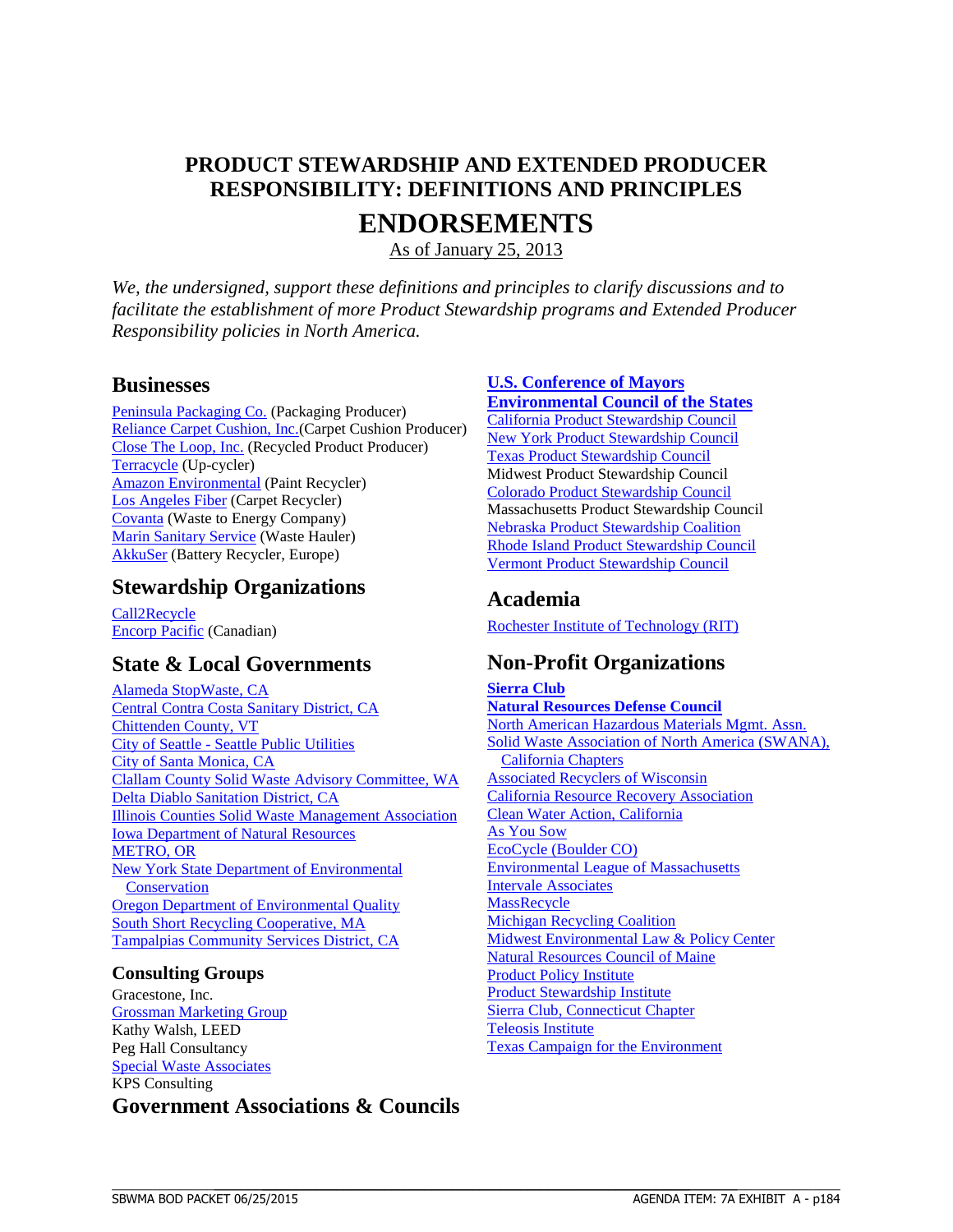# PRODUCT STEWARDSHIP AND EXTENDED PRODUCER RESPONSIBILITY: DEFINITIONS AND PRINCIPLES

# ENDORSEMENTS

As of January 25, 2013

*We, the undersigned, support these definitions and principles to clarify discussions and to facilitate the establishment of more Product Stewardship programs and Extended Producer Responsibility policies in North America.*

## Businesses

Peninsula Packaging Co. (Packaging Producer)
Reliance Carpet Cushion, Inc.(Carpet Cushion Producer)
Close The Loop, Inc. (Recycled Product Producer)
Terracycle (Up-cycler)
Amazon Environmental (Paint Recycler)
Los Angeles Fiber (Carpet Recycler)
Covanta (Waste to Energy Company)
Marin Sanitary Service (Waste Hauler)
AkkuSer (Battery Recycler, Europe)

## Stewardship Organizations

Call2Recycle
Encorp Pacific (Canadian)

## State & Local Governments

Alameda StopWaste, CA
Central Contra Costa Sanitary District, CA
Chittenden County, VT
City of Seattle - Seattle Public Utilities
City of Santa Monica, CA
Clallam County Solid Waste Advisory Committee, WA
Delta Diablo Sanitation District, CA
Illinois Counties Solid Waste Management Association
Iowa Department of Natural Resources
METRO, OR
New York State Department of Environmental Conservation
Oregon Department of Environmental Quality
South Short Recycling Cooperative, MA
Tampalpias Community Services District, CA

### Consulting Groups

Gracestone, Inc.
Grossman Marketing Group
Kathy Walsh, LEED
Peg Hall Consultancy
Special Waste Associates
KPS Consulting

## Government Associations & Councils

**U.S. Conference of Mayors**
**Environmental Council of the States**
California Product Stewardship Council
New York Product Stewardship Council
Texas Product Stewardship Council
Midwest Product Stewardship Council
Colorado Product Stewardship Council
Massachusetts Product Stewardship Council
Nebraska Product Stewardship Coalition
Rhode Island Product Stewardship Council
Vermont Product Stewardship Council

## Academia

Rochester Institute of Technology (RIT)

## Non-Profit Organizations

**Sierra Club**
**Natural Resources Defense Council**
North American Hazardous Materials Mgmt. Assn.
Solid Waste Association of North America (SWANA), California Chapters
Associated Recyclers of Wisconsin
California Resource Recovery Association
Clean Water Action, California
As You Sow
EcoCycle (Boulder CO)
Environmental League of Massachusetts
Intervale Associates
MassRecycle
Michigan Recycling Coalition
Midwest Environmental Law & Policy Center
Natural Resources Council of Maine
Product Policy Institute
Product Stewardship Institute
Sierra Club, Connecticut Chapter
Teleosis Institute
Texas Campaign for the Environment